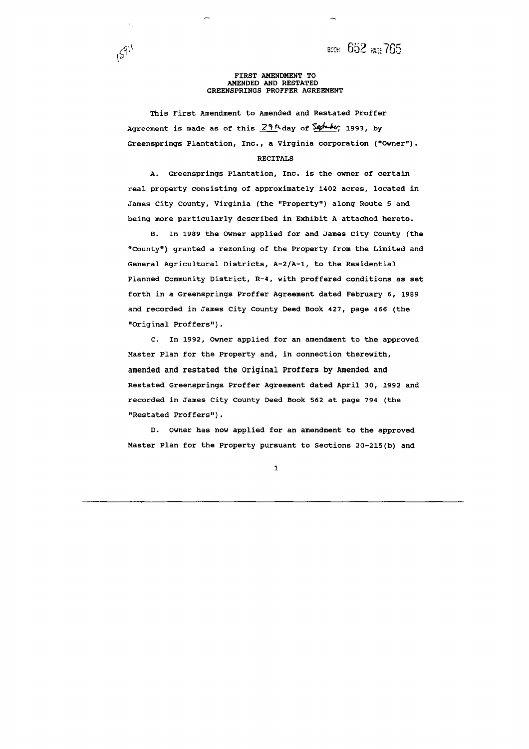BOOK 652 PAGE 765

# FIRST AMENDMENT TO AMENDED AND RESTATED GREENSPRINGS PROFFER AGREEMENT

This First Amendment to Amended and Restated Proffer Agreement is made as of this 29th day of September, 1993, by Greensprings Plantation, Inc., a Virginia corporation ("Owner").

## RECITALS

A. Greensprings Plantation, Inc. is the owner of certain real property consisting of approximately 1402 acres, located in James City County, Virginia (the "Property") along Route 5 and being more particularly described in Exhibit A attached hereto.

B. In 1989 the Owner applied for and James City County (the "County") granted a rezoning of the Property from the Limited and General Agricultural Districts, A-2/A-1, to the Residential Planned Community District, R-4, with proffered conditions as set forth in a Greensprings Proffer Agreement dated February 6, 1989 and recorded in James City County Deed Book 427, page 466 (the "Original Proffers").

C. In 1992, Owner applied for an amendment to the approved Master Plan for the Property and, in connection therewith, amended and restated the Original Proffers by Amended and Restated Greensprings Proffer Agreement dated April 30, 1992 and recorded in James City County Deed Book 562 at page 794 (the "Restated Proffers").

D. Owner has now applied for an amendment to the approved Master Plan for the Property pursuant to Sections 20-215(b) and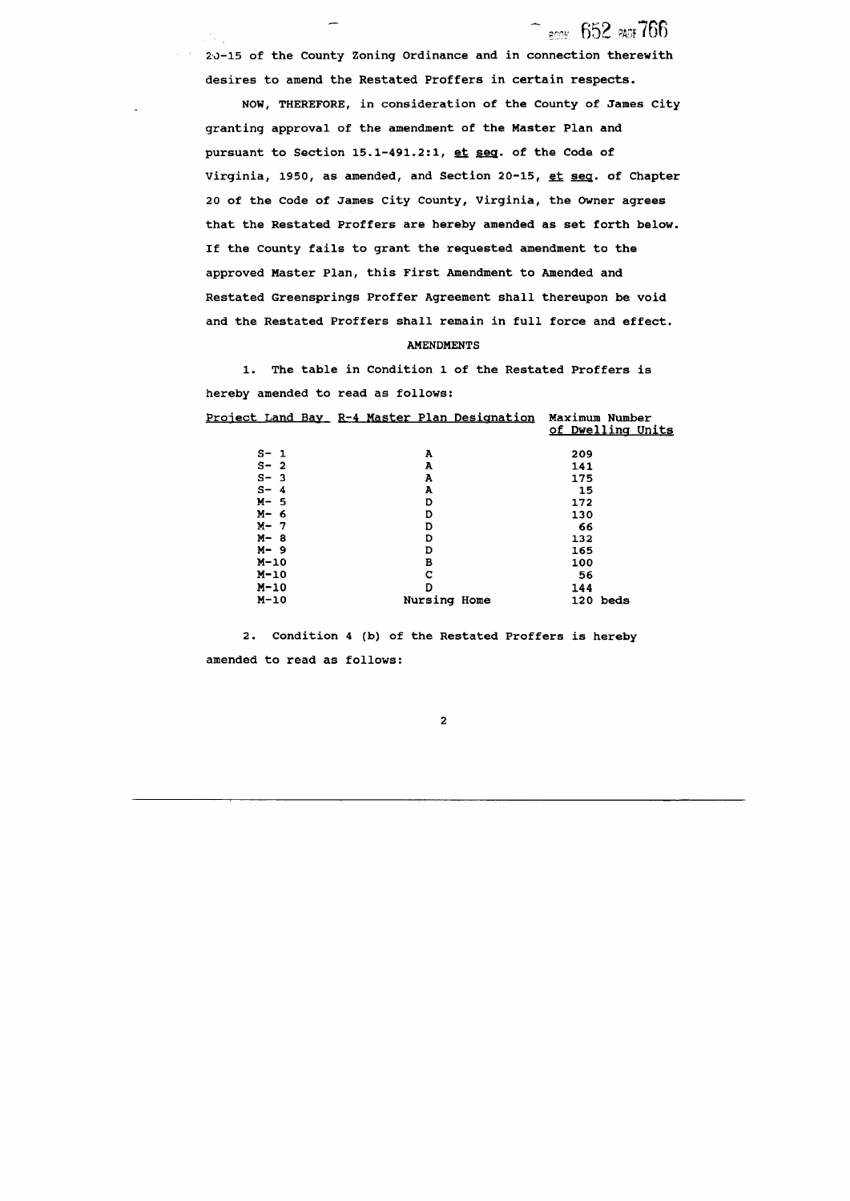20-15 of the County Zoning Ordinance and in connection therewith desires to amend the Restated Proffers in certain respects.

NOW, THEREFORE, in consideration of the County of James City granting approval of the amendment of the Master Plan and pursuant to Section 15.1-491.2:1, et seq. of the Code of Virginia, 1950, as amended, and Section 20-15, et seq. of Chapter 20 of the Code of James City County, Virginia, the Owner agrees that the Restated Proffers are hereby amended as set forth below. If the County fails to grant the requested amendment to the approved Master Plan, this First Amendment to Amended and Restated Greensprings Proffer Agreement shall thereupon be void and the Restated Proffers shall remain in full force and effect.

AMENDMENTS

1. The table in Condition 1 of the Restated Proffers is hereby amended to read as follows:

| Project Land Bay | R-4 Master Plan Designation | Maximum Number of Dwelling Units |
|---|---|---|
| S- 1 | A | 209 |
| S- 2 | A | 141 |
| S- 3 | A | 175 |
| S- 4 | A | 15 |
| M- 5 | D | 172 |
| M- 6 | D | 130 |
| M- 7 | D | 66 |
| M- 8 | D | 132 |
| M- 9 | D | 165 |
| M-10 | B | 100 |
| M-10 | C | 56 |
| M-10 | D | 144 |
| M-10 | Nursing Home | 120 beds |

2. Condition 4 (b) of the Restated Proffers is hereby amended to read as follows: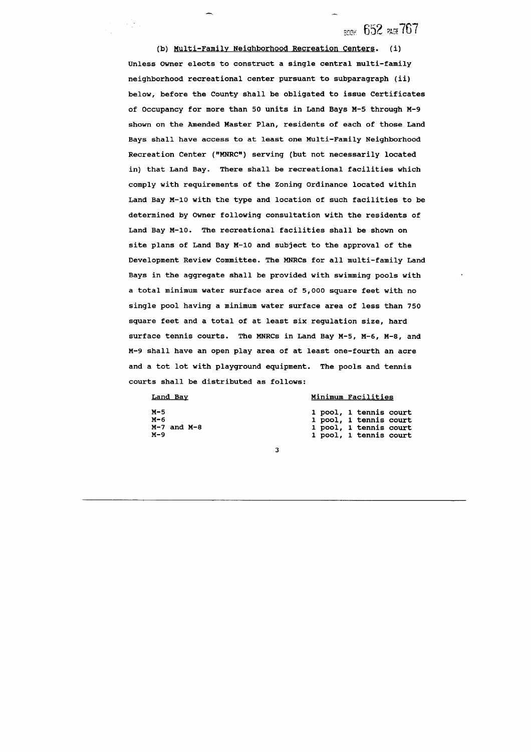(b) Multi-Family Neighborhood Recreation Centers. (i) Unless Owner elects to construct a single central multi-family neighborhood recreational center pursuant to subparagraph (ii) below, before the County shall be obligated to issue Certificates of Occupancy for more than 50 units in Land Bays M-5 through M-9 shown on the Amended Master Plan, residents of each of those Land Bays shall have access to at least one Multi-Family Neighborhood Recreation Center ("MNRC") serving (but not necessarily located in) that Land Bay. There shall be recreational facilities which comply with requirements of the Zoning Ordinance located within Land Bay M-10 with the type and location of such facilities to be determined by Owner following consultation with the residents of Land Bay M-10. The recreational facilities shall be shown on site plans of Land Bay M-10 and subject to the approval of the Development Review Committee. The MNRCs for all multi-family Land Bays in the aggregate shall be provided with swimming pools with a total minimum water surface area of 5,000 square feet with no single pool having a minimum water surface area of less than 750 square feet and a total of at least six regulation size, hard surface tennis courts. The MNRCs in Land Bay M-5, M-6, M-8, and M-9 shall have an open play area of at least one-fourth an acre and a tot lot with playground equipment. The pools and tennis courts shall be distributed as follows:

| Land Bay | Minimum Facilities |
|---|---|
| M-5 | 1 pool, 1 tennis court |
| M-6 | 1 pool, 1 tennis court |
| M-7 and M-8 | 1 pool, 1 tennis court |
| M-9 | 1 pool, 1 tennis court |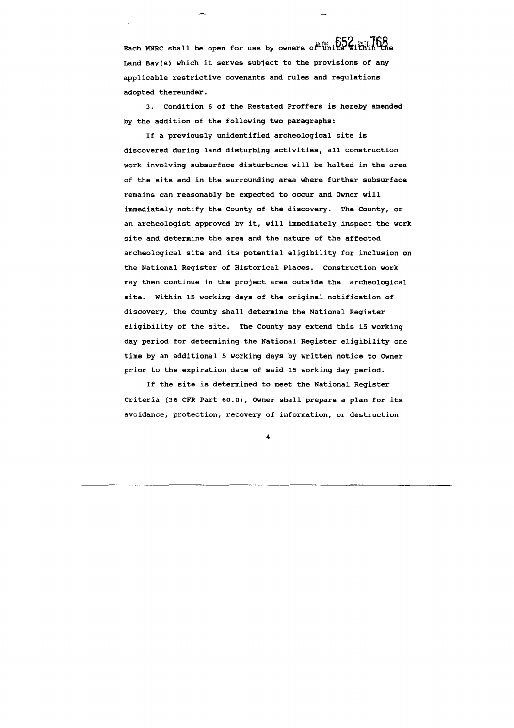Each MNRC shall be open for use by owners of units within the Land Bay(s) which it serves subject to the provisions of any applicable restrictive covenants and rules and regulations adopted thereunder.

3. Condition 6 of the Restated Proffers is hereby amended by the addition of the following two paragraphs:

If a previously unidentified archeological site is discovered during land disturbing activities, all construction work involving subsurface disturbance will be halted in the area of the site and in the surrounding area where further subsurface remains can reasonably be expected to occur and Owner will immediately notify the County of the discovery. The County, or an archeologist approved by it, will immediately inspect the work site and determine the area and the nature of the affected archeological site and its potential eligibility for inclusion on the National Register of Historical Places. Construction work may then continue in the project area outside the archeological site. Within 15 working days of the original notification of discovery, the County shall determine the National Register eligibility of the site. The County may extend this 15 working day period for determining the National Register eligibility one time by an additional 5 working days by written notice to Owner prior to the expiration date of said 15 working day period.

If the site is determined to meet the National Register Criteria (36 CFR Part 60.0), Owner shall prepare a plan for its avoidance, protection, recovery of information, or destruction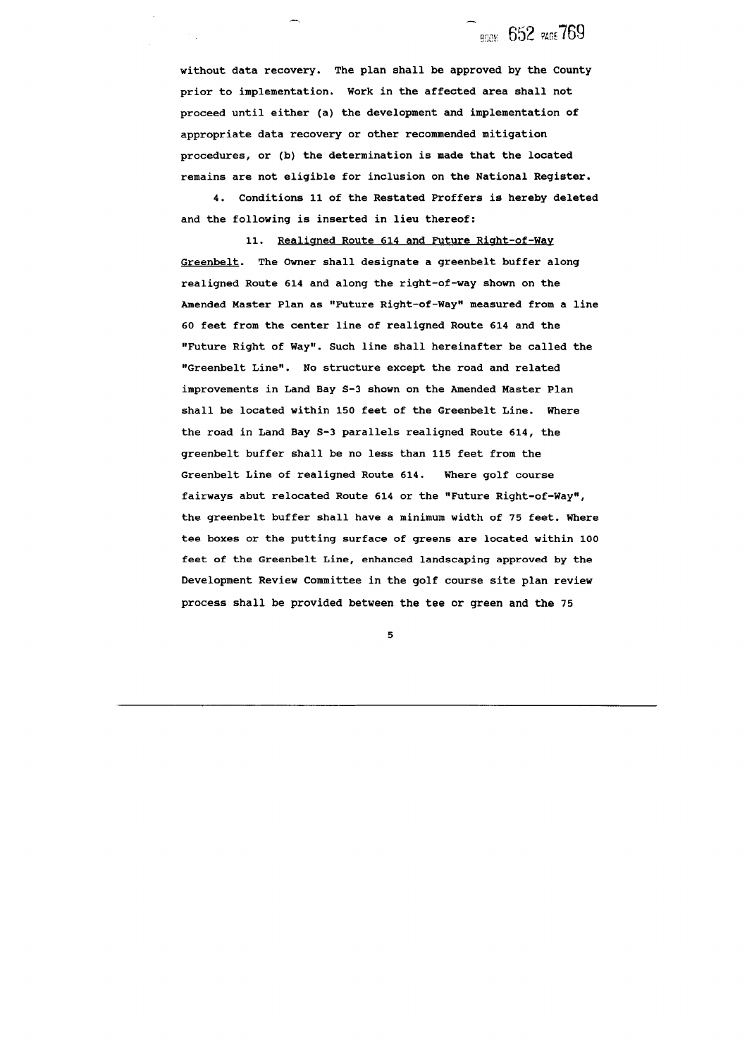without data recovery. The plan shall be approved by the County prior to implementation. Work in the affected area shall not proceed until either (a) the development and implementation of appropriate data recovery or other recommended mitigation procedures, or (b) the determination is made that the located remains are not eligible for inclusion on the National Register.

4. Conditions 11 of the Restated Proffers is hereby deleted and the following is inserted in lieu thereof:

11. <u>Realigned Route 614 and Future Right-of-Way Greenbelt</u>. The Owner shall designate a greenbelt buffer along realigned Route 614 and along the right-of-way shown on the Amended Master Plan as "Future Right-of-Way" measured from a line 60 feet from the center line of realigned Route 614 and the "Future Right of Way". Such line shall hereinafter be called the "Greenbelt Line". No structure except the road and related improvements in Land Bay S-3 shown on the Amended Master Plan shall be located within 150 feet of the Greenbelt Line. Where the road in Land Bay S-3 parallels realigned Route 614, the greenbelt buffer shall be no less than 115 feet from the Greenbelt Line of realigned Route 614. Where golf course fairways abut relocated Route 614 or the "Future Right-of-Way", the greenbelt buffer shall have a minimum width of 75 feet. Where tee boxes or the putting surface of greens are located within 100 feet of the Greenbelt Line, enhanced landscaping approved by the Development Review Committee in the golf course site plan review process shall be provided between the tee or green and the 75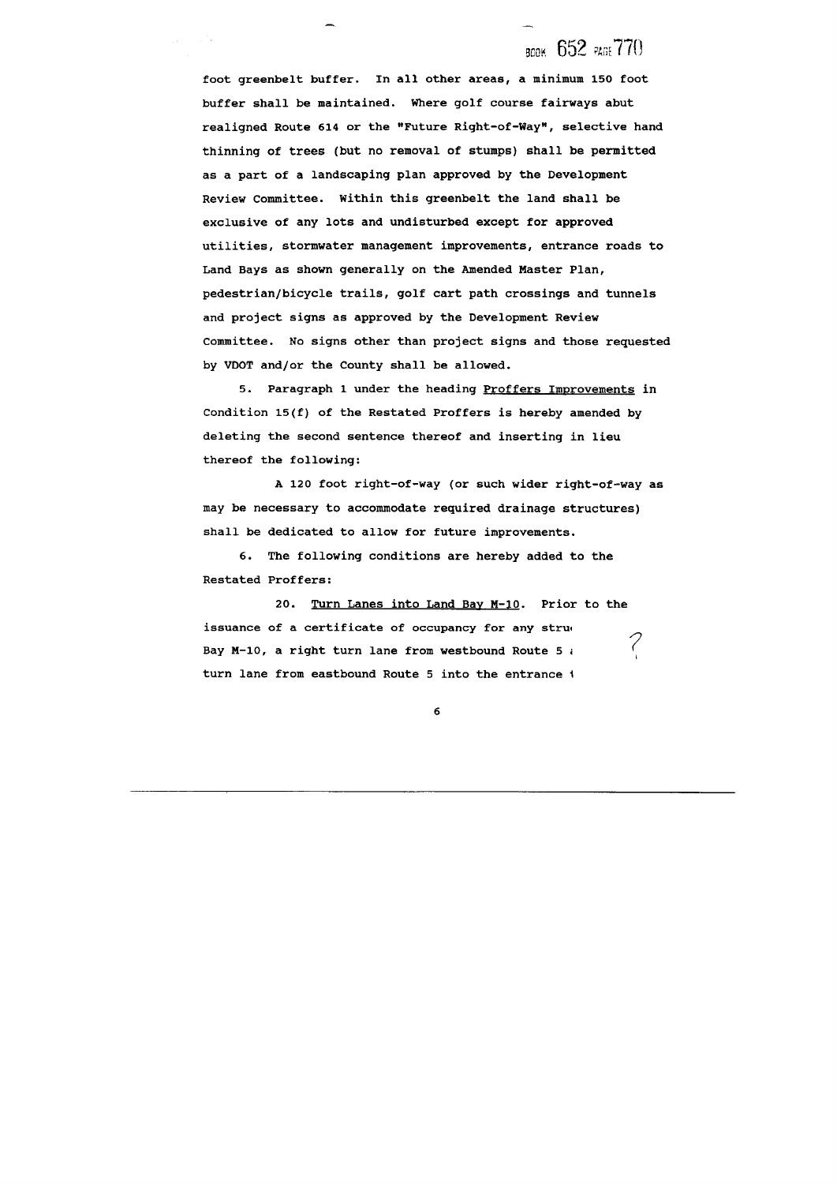foot greenbelt buffer. In all other areas, a minimum 150 foot buffer shall be maintained. Where golf course fairways abut realigned Route 614 or the "Future Right-of-Way", selective hand thinning of trees (but no removal of stumps) shall be permitted as a part of a landscaping plan approved by the Development Review Committee. Within this greenbelt the land shall be exclusive of any lots and undisturbed except for approved utilities, stormwater management improvements, entrance roads to Land Bays as shown generally on the Amended Master Plan, pedestrian/bicycle trails, golf cart path crossings and tunnels and project signs as approved by the Development Review Committee. No signs other than project signs and those requested by VDOT and/or the County shall be allowed.

5. Paragraph 1 under the heading Proffers Improvements in Condition 15(f) of the Restated Proffers is hereby amended by deleting the second sentence thereof and inserting in lieu thereof the following:

A 120 foot right-of-way (or such wider right-of-way as may be necessary to accommodate required drainage structures) shall be dedicated to allow for future improvements.

6. The following conditions are hereby added to the Restated Proffers:

20. Turn Lanes into Land Bay M-10. Prior to the issuance of a certificate of occupancy for any stru Bay M-10, a right turn lane from westbound Route 5 turn lane from eastbound Route 5 into the entrance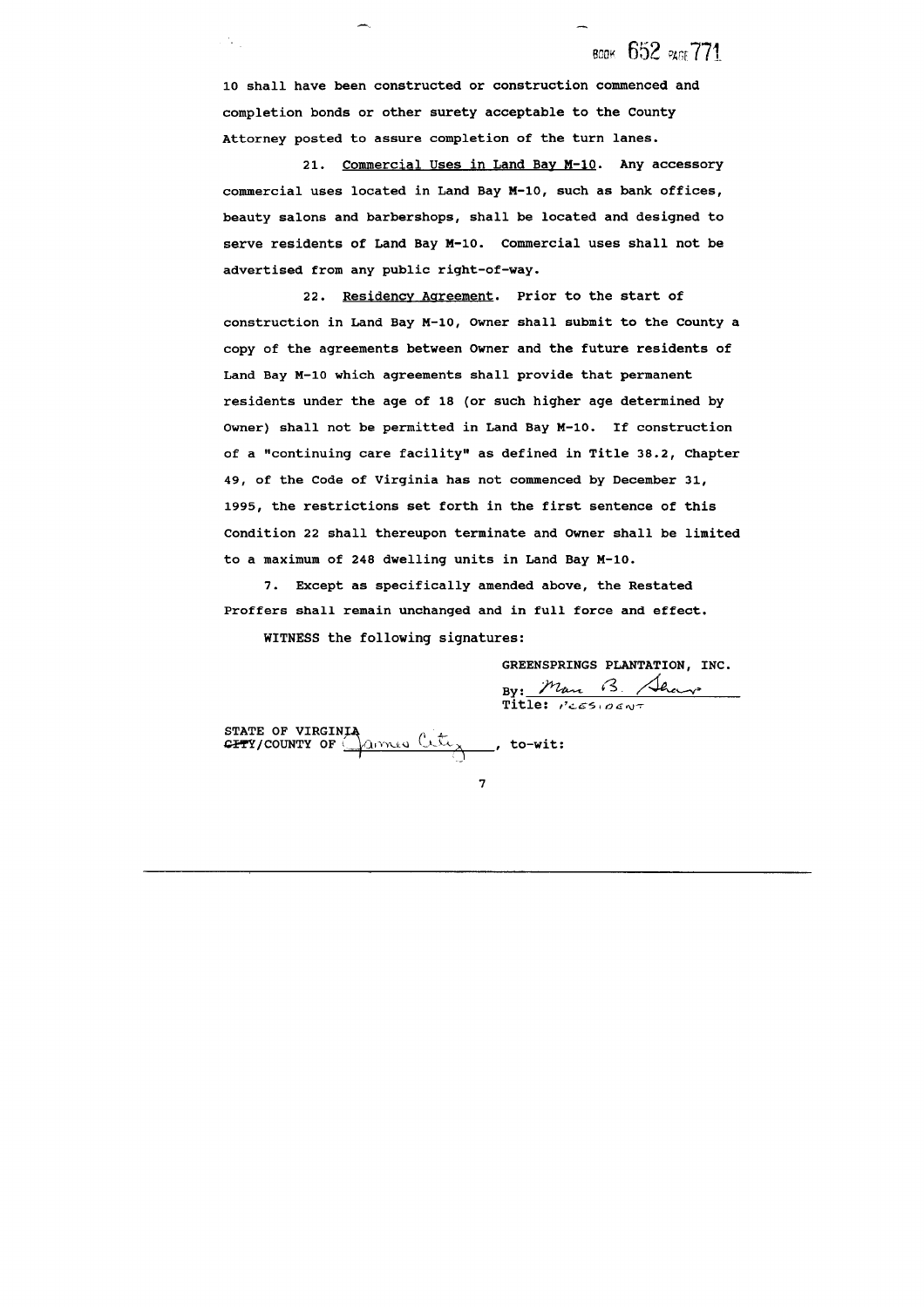10 shall have been constructed or construction commenced and completion bonds or other surety acceptable to the County Attorney posted to assure completion of the turn lanes.

21. Commercial Uses in Land Bay M-10. Any accessory commercial uses located in Land Bay M-10, such as bank offices, beauty salons and barbershops, shall be located and designed to serve residents of Land Bay M-10. Commercial uses shall not be advertised from any public right-of-way.

22. Residency Agreement. Prior to the start of construction in Land Bay M-10, Owner shall submit to the County a copy of the agreements between Owner and the future residents of Land Bay M-10 which agreements shall provide that permanent residents under the age of 18 (or such higher age determined by Owner) shall not be permitted in Land Bay M-10. If construction of a "continuing care facility" as defined in Title 38.2, Chapter 49, of the Code of Virginia has not commenced by December 31, 1995, the restrictions set forth in the first sentence of this Condition 22 shall thereupon terminate and Owner shall be limited to a maximum of 248 dwelling units in Land Bay M-10.

7. Except as specifically amended above, the Restated Proffers shall remain unchanged and in full force and effect.

WITNESS the following signatures:

GREENSPRINGS PLANTATION, INC.

By: Mann B. Sharp

Title: President

STATE OF VIRGINIA
~~CITY~~/COUNTY OF James City, to-wit: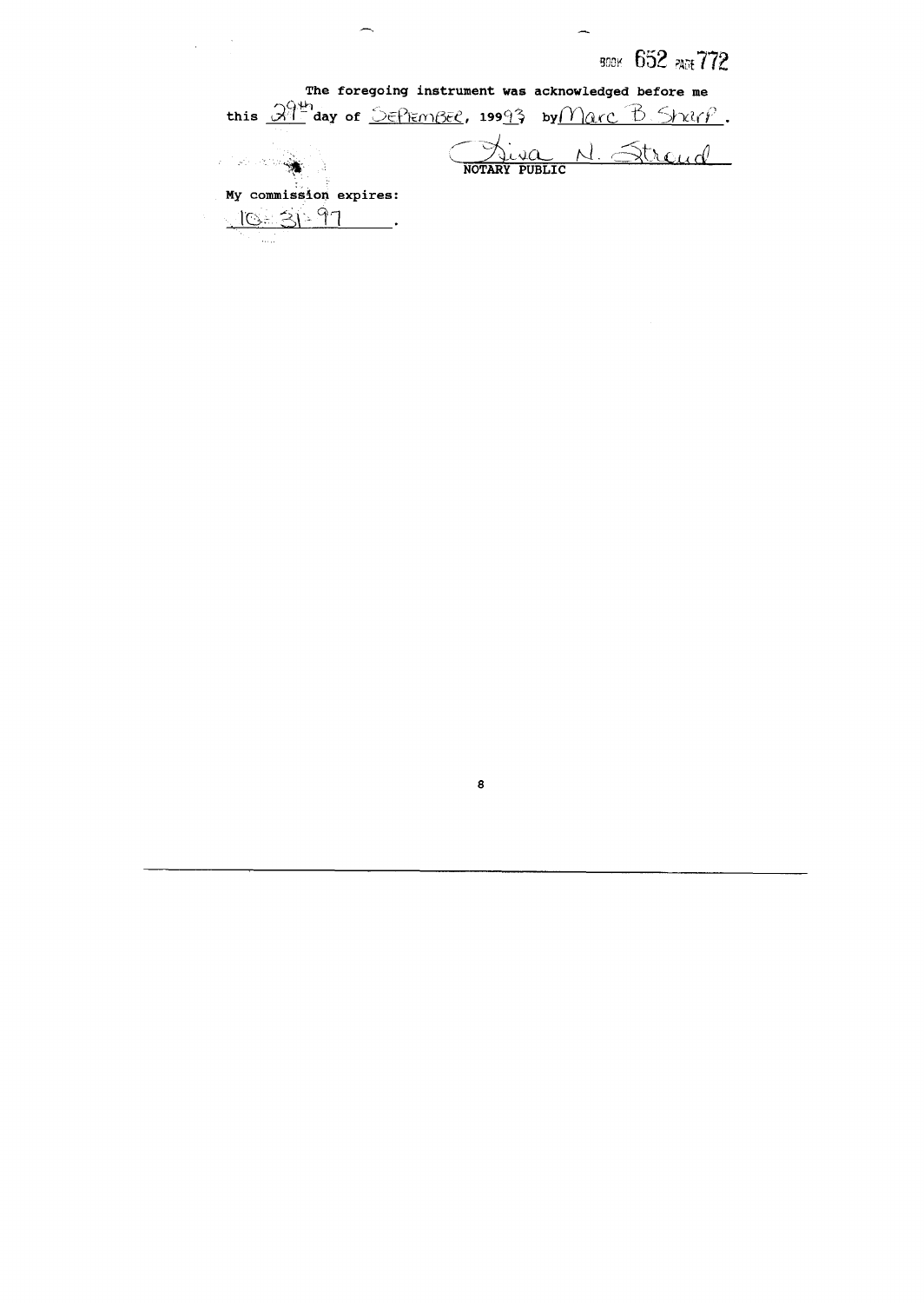BOOK 652 PAGE 772

The foregoing instrument was acknowledged before me this 29th day of SEPTEMBER, 1993 by Marc B. Sharp.

Diva N. Stroud
NOTARY PUBLIC

My commission expires:
10-31-97.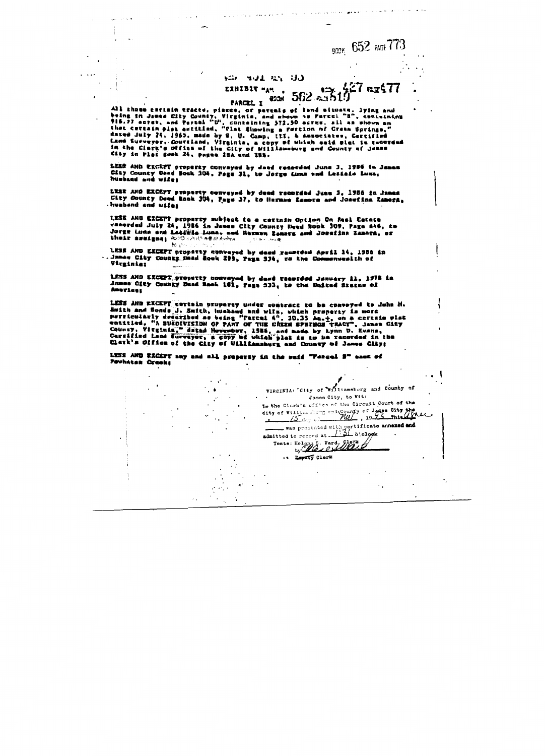BOOK 652 PAGE 773

EXHIBIT "A"

BOOK 562 PAGE 519

BOOK 427 PAGE 477

PARCEL I

All those certain tracts, pieces, or parcels of land situate, lying and being in James City County, Virginia, and shown as Parcel "B", containing 916.77 acres, and Parcel "D", containing 572.50 acres, all as shown on that certain plat entitled, "Plat Showing a Portion of Green Springs," dated July 24, 1965, made by S. U. Camp, III, & Associates, Certified Land Surveyor, Courtland, Virginia, a copy of which said plat is recorded in the Clerk's Office of the City of Williamsburg and County of James City in Plat Book 24, pages 20A and 20B.

LESS AND EXCEPT property conveyed by deed recorded June 3, 1986 in James City County Deed Book 304, Page 31, to Jorge Luna and Leticia Luna, husband and wife;

LESS AND EXCEPT property conveyed by deed recorded June 3, 1986 in James City County Deed Book 304, Page 37, to Herman Zamora and Josefina Zamora, husband and wife;

LESS AND EXCEPT property subject to a certain Option On Real Estate recorded July 24, 1986 in James City County Deed Book 309, Page 446, to Jorge Luna and Leticia Luna, and Herman Zamora and Josefina Zamora, or their assigns;

LESS AND EXCEPT property conveyed by deed recorded April 14, 1986 in James City County Deed Book 299, Page 334, to the Commonwealth of Virginia;

LESS AND EXCEPT property conveyed by deed recorded January 11, 1978 in James City County Deed Book 181, Page 533, to the United States of America;

LESS AND EXCEPT certain property under contract to be conveyed to John H. Smith and Sonda J. Smith, husband and wife, which property is more particularly described as being "Parcel 4", 20.35 Ac.±, on a certain plat entitled, "A SUBDIVISION OF PART OF THE GREEN SPRINGS TRACT", James City County, Virginia," dated November, 1986, and made by Lynn D. Evans, Certified Land Surveyor, a copy of which plat is to be recorded in the Clerk's Office of the City of Williamsburg and County of James City;

LESS AND EXCEPT any and all property in the said "Parcel B" east of Powhatan Creek;

VIRGINIA: City of Williamsburg and County of James City, to Wit:
In the Clerk's office of the Circuit Court of the City of Williamsburg and County of James City the 15 day of May, 1993 This ____ was presented with certificate annexed and admitted to record at 1:31 o'clock
Teste: Helene S. Ward, Clerk
by ____
Deputy Clerk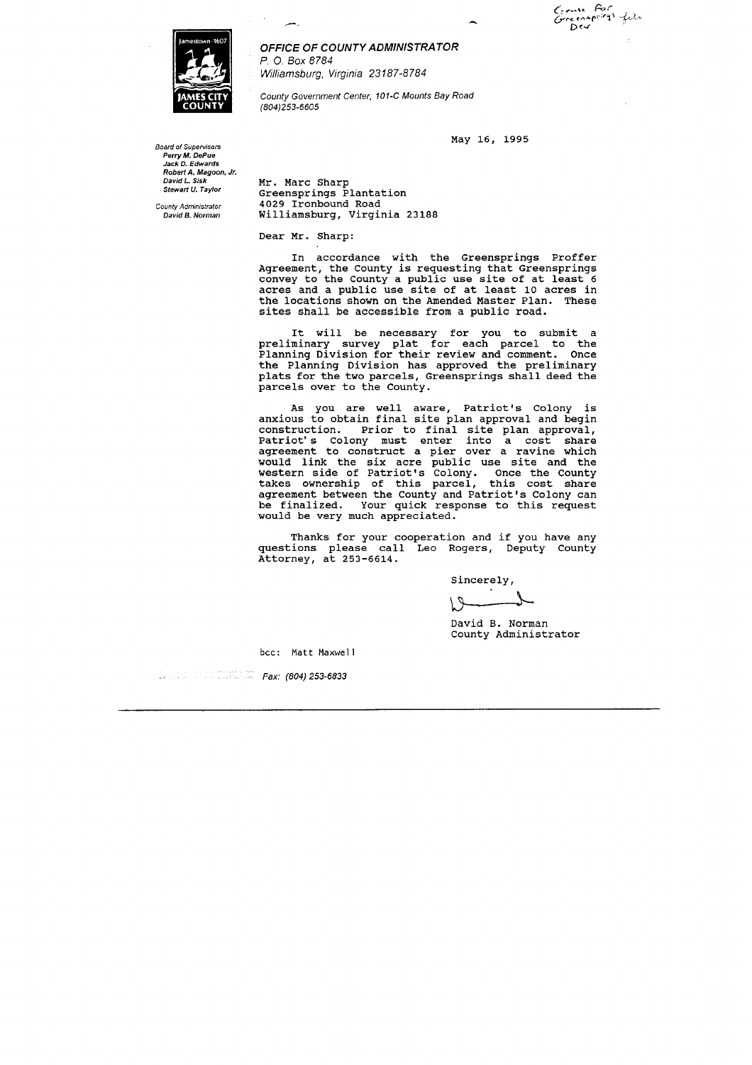Create for Greensprings file Dev

Jamestown · 1607 JAMES CITY COUNTY

**_OFFICE OF COUNTY ADMINISTRATOR_**
_P. O. Box 8784_
_Williamsburg, Virginia 23187-8784_

_County Government Center, 101-C Mounts Bay Road_
_(804)253-6605_

_Board of Supervisors_
**_Perry M. DePue_**
**_Jack D. Edwards_**
**_Robert A. Magoon, Jr._**
**_David L. Sisk_**
**_Stewart U. Taylor_**

_County Administrator_
**_David B. Norman_**

May 16, 1995

Mr. Marc Sharp
Greensprings Plantation
4029 Ironbound Road
Williamsburg, Virginia 23188

Dear Mr. Sharp:

In accordance with the Greensprings Proffer Agreement, the County is requesting that Greensprings convey to the County a public use site of at least 6 acres and a public use site of at least 10 acres in the locations shown on the Amended Master Plan. These sites shall be accessible from a public road.

It will be necessary for you to submit a preliminary survey plat for each parcel to the Planning Division for their review and comment. Once the Planning Division has approved the preliminary plats for the two parcels, Greensprings shall deed the parcels over to the County.

As you are well aware, Patriot's Colony is anxious to obtain final site plan approval and begin construction. Prior to final site plan approval, Patriot's Colony must enter into a cost share agreement to construct a pier over a ravine which would link the six acre public use site and the western side of Patriot's Colony. Once the County takes ownership of this parcel, this cost share agreement between the County and Patriot's Colony can be finalized. Your quick response to this request would be very much appreciated.

Thanks for your cooperation and if you have any questions please call Leo Rogers, Deputy County Attorney, at 253-6614.

Sincerely,

David B. Norman
County Administrator

bcc: Matt Maxwell

_Fax: (804) 253-6833_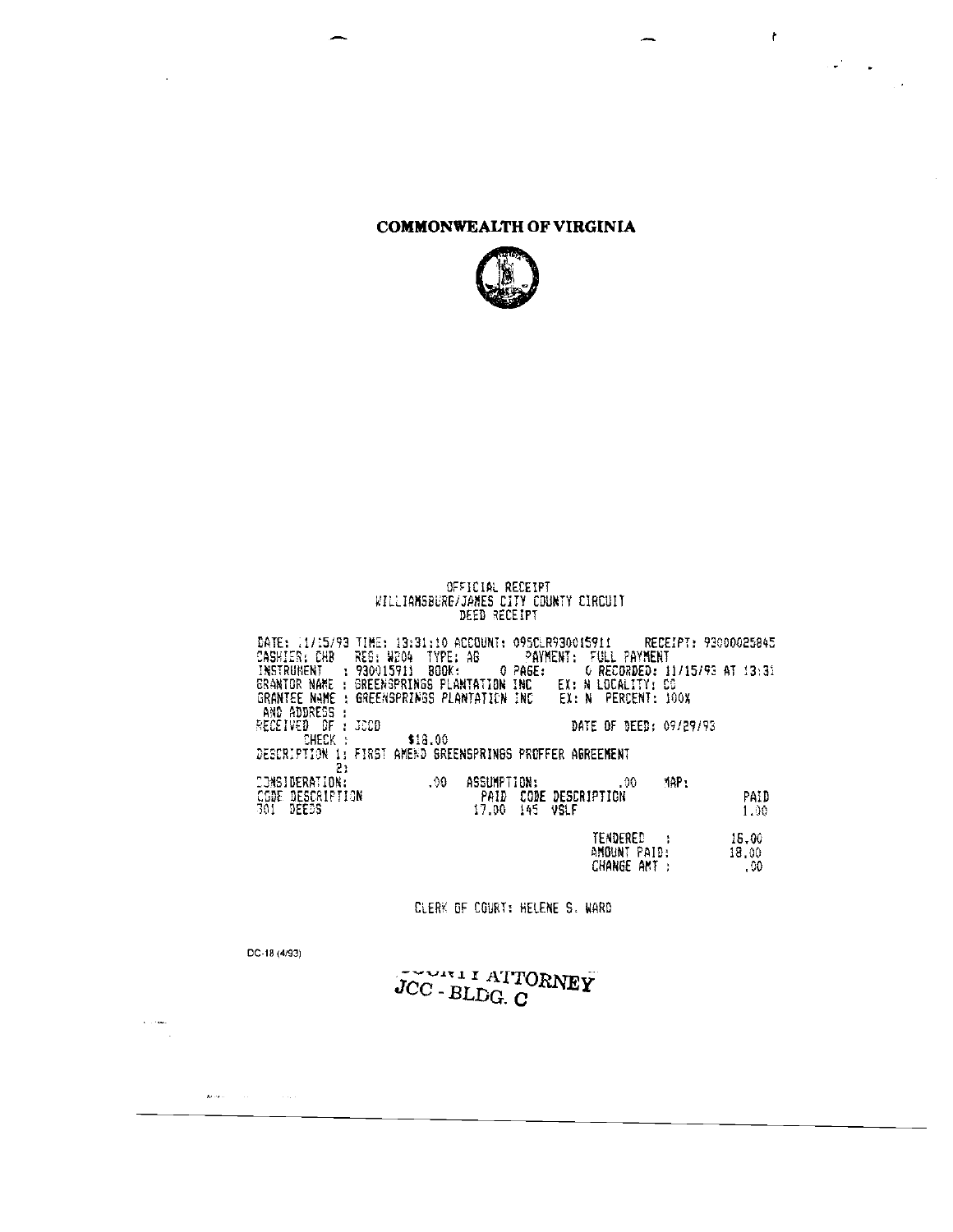**COMMONWEALTH OF VIRGINIA**

OFFICIAL RECEIPT
WILLIAMSBURG/JAMES CITY COUNTY CIRCUIT
DEED RECEIPT

```
DATE: 11/15/93 TIME: 13:31:10 ACCOUNT: 095CLR930015911     RECEIPT: 93000025845
CASHIER: CHB   REG: W204  TYPE: AG       PAYMENT:  FULL PAYMENT
INSTRUMENT   : 930015911  BOOK:      0 PAGE:      0 RECORDED: 11/15/93 AT 13:31
GRANTOR NAME : GREENSPRINGS PLANTATION INC     EX: N LOCALITY: CO
GRANTEE NAME : GREENSPRINGS PLANTATION INC     EX: N  PERCENT: 100%
 AND ADDRESS :
RECEIVED  OF : JCCD                          DATE OF DEED: 09/29/93
       CHECK :         $18.00
DESCRIPTION 1: FIRST AMEND GREENSPRINGS PROFFER AGREEMENT
            2:
CONSIDERATION:          .00   ASSUMPTION:            .00     MAP:
CODE DESCRIPTION               PAID  CODE DESCRIPTION                    PAID
301  DEEDS                    17.00  145  VSLF                           1.00

                                            TENDERED    :               18.00
                                            AMOUNT PAID:                18.00
                                            CHANGE AMT :                  .00
```

CLERK OF COURT: HELENE S. WARD

DC-18 (4/93)

COUNTY ATTORNEY
JCC - BLDG. C